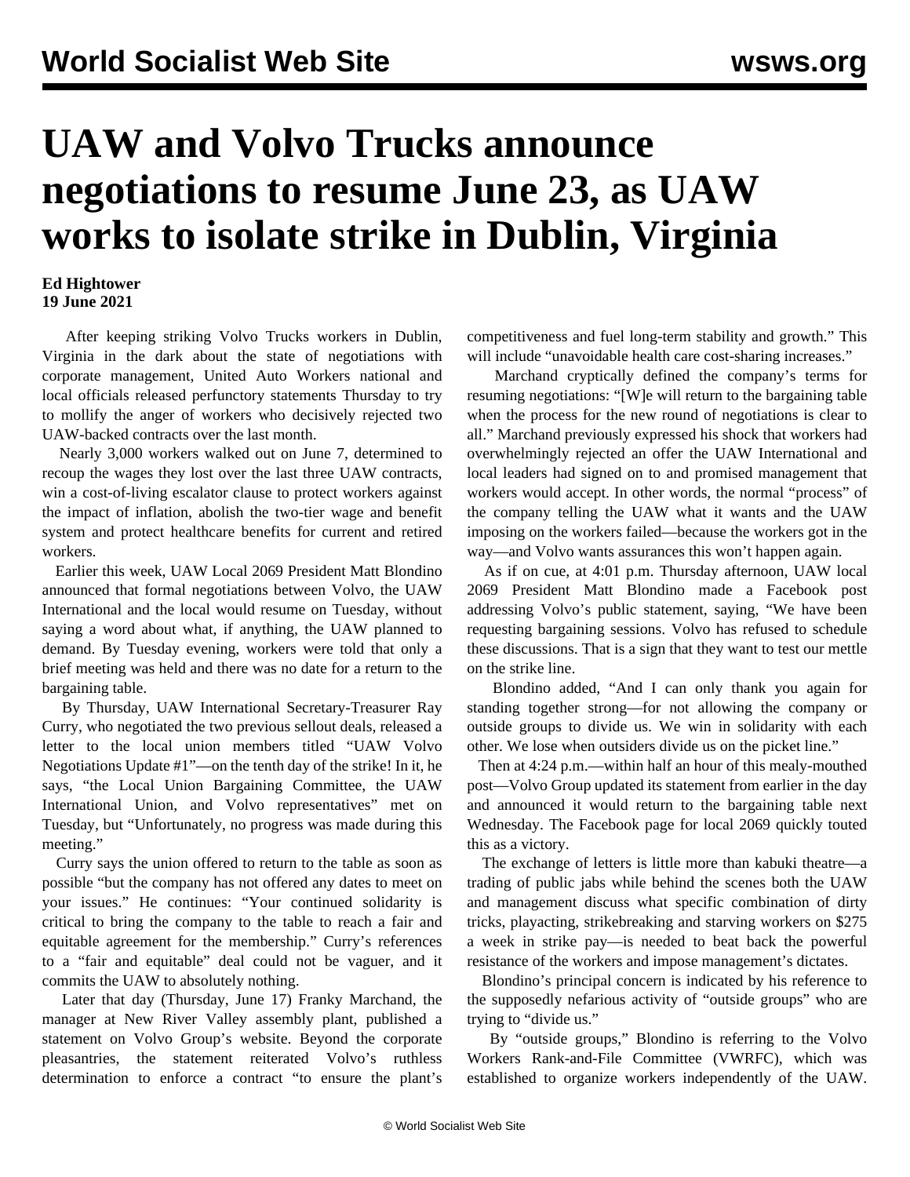# UAW and Volvo Trucks announce negotiations to resume June 23, as UAW works to isolate strike in Dublin, Virginia

**Ed Hightower**
**19 June 2021**

After keeping striking Volvo Trucks workers in Dublin, Virginia in the dark about the state of negotiations with corporate management, United Auto Workers national and local officials released perfunctory statements Thursday to try to mollify the anger of workers who decisively rejected two UAW-backed contracts over the last month.

Nearly 3,000 workers walked out on June 7, determined to recoup the wages they lost over the last three UAW contracts, win a cost-of-living escalator clause to protect workers against the impact of inflation, abolish the two-tier wage and benefit system and protect healthcare benefits for current and retired workers.

Earlier this week, UAW Local 2069 President Matt Blondino announced that formal negotiations between Volvo, the UAW International and the local would resume on Tuesday, without saying a word about what, if anything, the UAW planned to demand. By Tuesday evening, workers were told that only a brief meeting was held and there was no date for a return to the bargaining table.

By Thursday, UAW International Secretary-Treasurer Ray Curry, who negotiated the two previous sellout deals, released a letter to the local union members titled "UAW Volvo Negotiations Update #1"—on the tenth day of the strike! In it, he says, "the Local Union Bargaining Committee, the UAW International Union, and Volvo representatives" met on Tuesday, but "Unfortunately, no progress was made during this meeting."

Curry says the union offered to return to the table as soon as possible "but the company has not offered any dates to meet on your issues." He continues: "Your continued solidarity is critical to bring the company to the table to reach a fair and equitable agreement for the membership." Curry's references to a "fair and equitable" deal could not be vaguer, and it commits the UAW to absolutely nothing.

Later that day (Thursday, June 17) Franky Marchand, the manager at New River Valley assembly plant, published a statement on Volvo Group's website. Beyond the corporate pleasantries, the statement reiterated Volvo's ruthless determination to enforce a contract "to ensure the plant's competitiveness and fuel long-term stability and growth." This will include "unavoidable health care cost-sharing increases."

Marchand cryptically defined the company's terms for resuming negotiations: "[W]e will return to the bargaining table when the process for the new round of negotiations is clear to all." Marchand previously expressed his shock that workers had overwhelmingly rejected an offer the UAW International and local leaders had signed on to and promised management that workers would accept. In other words, the normal "process" of the company telling the UAW what it wants and the UAW imposing on the workers failed—because the workers got in the way—and Volvo wants assurances this won't happen again.

As if on cue, at 4:01 p.m. Thursday afternoon, UAW local 2069 President Matt Blondino made a Facebook post addressing Volvo's public statement, saying, "We have been requesting bargaining sessions. Volvo has refused to schedule these discussions. That is a sign that they want to test our mettle on the strike line.

Blondino added, "And I can only thank you again for standing together strong—for not allowing the company or outside groups to divide us. We win in solidarity with each other. We lose when outsiders divide us on the picket line."

Then at 4:24 p.m.—within half an hour of this mealy-mouthed post—Volvo Group updated its statement from earlier in the day and announced it would return to the bargaining table next Wednesday. The Facebook page for local 2069 quickly touted this as a victory.

The exchange of letters is little more than kabuki theatre—a trading of public jabs while behind the scenes both the UAW and management discuss what specific combination of dirty tricks, playacting, strikebreaking and starving workers on $275 a week in strike pay—is needed to beat back the powerful resistance of the workers and impose management's dictates.

Blondino's principal concern is indicated by his reference to the supposedly nefarious activity of "outside groups" who are trying to "divide us."

By "outside groups," Blondino is referring to the Volvo Workers Rank-and-File Committee (VWRFC), which was established to organize workers independently of the UAW.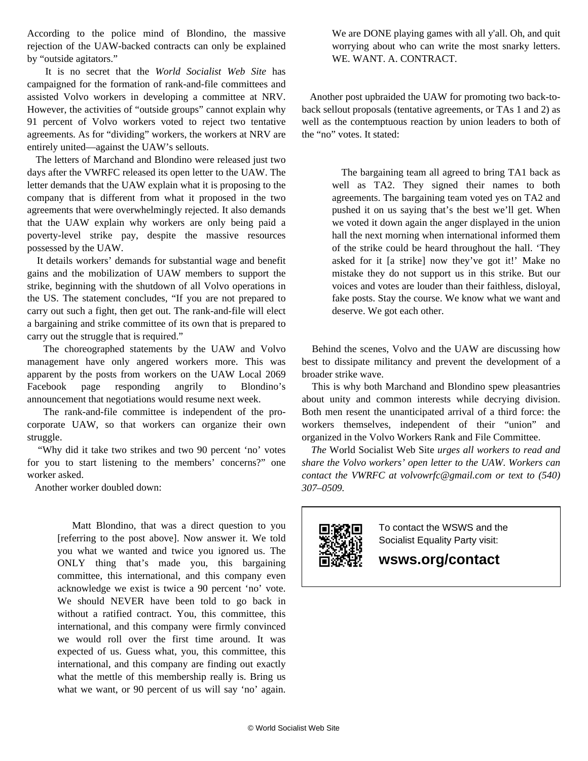According to the police mind of Blondino, the massive rejection of the UAW-backed contracts can only be explained by "outside agitators."

It is no secret that the *World Socialist Web Site* has campaigned for the formation of rank-and-file committees and assisted Volvo workers in developing a committee at NRV. However, the activities of "outside groups" cannot explain why 91 percent of Volvo workers voted to reject two tentative agreements. As for "dividing" workers, the workers at NRV are entirely united—against the UAW's sellouts.

The letters of Marchand and Blondino were released just two days after the VWRFC released its open letter to the UAW. The letter demands that the UAW explain what it is proposing to the company that is different from what it proposed in the two agreements that were overwhelmingly rejected. It also demands that the UAW explain why workers are only being paid a poverty-level strike pay, despite the massive resources possessed by the UAW.

It details workers' demands for substantial wage and benefit gains and the mobilization of UAW members to support the strike, beginning with the shutdown of all Volvo operations in the US. The statement concludes, "If you are not prepared to carry out such a fight, then get out. The rank-and-file will elect a bargaining and strike committee of its own that is prepared to carry out the struggle that is required."

The choreographed statements by the UAW and Volvo management have only angered workers more. This was apparent by the posts from workers on the UAW Local 2069 Facebook page responding angrily to Blondino's announcement that negotiations would resume next week.

The rank-and-file committee is independent of the pro-corporate UAW, so that workers can organize their own struggle.

"Why did it take two strikes and two 90 percent 'no' votes for you to start listening to the members' concerns?" one worker asked.

Another worker doubled down:

> Matt Blondino, that was a direct question to you [referring to the post above]. Now answer it. We told you what we wanted and twice you ignored us. The ONLY thing that's made you, this bargaining committee, this international, and this company even acknowledge we exist is twice a 90 percent 'no' vote. We should NEVER have been told to go back in without a ratified contract. You, this committee, this international, and this company were firmly convinced we would roll over the first time around. It was expected of us. Guess what, you, this committee, this international, and this company are finding out exactly what the mettle of this membership really is. Bring us what we want, or 90 percent of us will say 'no' again. We are DONE playing games with all y'all. Oh, and quit worrying about who can write the most snarky letters. WE. WANT. A. CONTRACT.

Another post upbraided the UAW for promoting two back-to-back sellout proposals (tentative agreements, or TAs 1 and 2) as well as the contemptuous reaction by union leaders to both of the "no" votes. It stated:

> The bargaining team all agreed to bring TA1 back as well as TA2. They signed their names to both agreements. The bargaining team voted yes on TA2 and pushed it on us saying that's the best we'll get. When we voted it down again the anger displayed in the union hall the next morning when international informed them of the strike could be heard throughout the hall. 'They asked for it [a strike] now they've got it!' Make no mistake they do not support us in this strike. But our voices and votes are louder than their faithless, disloyal, fake posts. Stay the course. We know what we want and deserve. We got each other.

Behind the scenes, Volvo and the UAW are discussing how best to dissipate militancy and prevent the development of a broader strike wave.

This is why both Marchand and Blondino spew pleasantries about unity and common interests while decrying division. Both men resent the unanticipated arrival of a third force: the workers themselves, independent of their "union" and organized in the Volvo Workers Rank and File Committee.

*The* World Socialist Web Site *urges all workers to read and share the Volvo workers' open letter to the UAW. Workers can contact the VWRFC at volvowrfc@gmail.com or text to (540) 307–0509.*

To contact the WSWS and the Socialist Equality Party visit:

**wsws.org/contact**